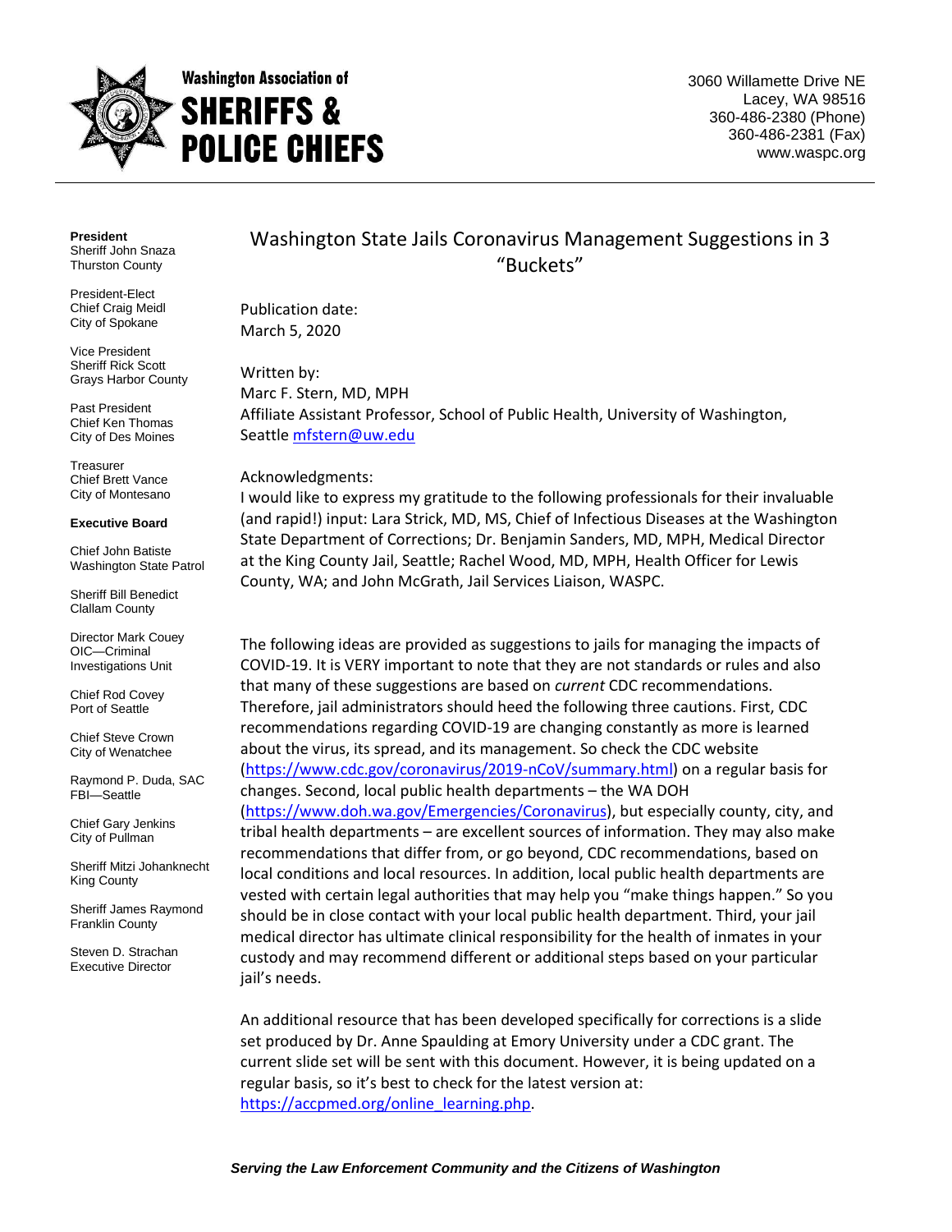**Washington Association of SHERIFFS & POLICE CHIEFS**

3060 Willamette Drive NE
Lacey, WA 98516
360-486-2380 (Phone)
360-486-2381 (Fax)
www.waspc.org

**President**
Sheriff John Snaza
Thurston County

President-Elect
Chief Craig Meidl
City of Spokane

Vice President
Sheriff Rick Scott
Grays Harbor County

Past President
Chief Ken Thomas
City of Des Moines

Treasurer
Chief Brett Vance
City of Montesano

**Executive Board**

Chief John Batiste
Washington State Patrol

Sheriff Bill Benedict
Clallam County

Director Mark Couey
OIC—Criminal Investigations Unit

Chief Rod Covey
Port of Seattle

Chief Steve Crown
City of Wenatchee

Raymond P. Duda, SAC
FBI—Seattle

Chief Gary Jenkins
City of Pullman

Sheriff Mitzi Johanknecht
King County

Sheriff James Raymond
Franklin County

Steven D. Strachan
Executive Director

# Washington State Jails Coronavirus Management Suggestions in 3 "Buckets"

Publication date:
March 5, 2020

Written by:
Marc F. Stern, MD, MPH
Affiliate Assistant Professor, School of Public Health, University of Washington, Seattle mfstern@uw.edu

Acknowledgments:
I would like to express my gratitude to the following professionals for their invaluable (and rapid!) input: Lara Strick, MD, MS, Chief of Infectious Diseases at the Washington State Department of Corrections; Dr. Benjamin Sanders, MD, MPH, Medical Director at the King County Jail, Seattle; Rachel Wood, MD, MPH, Health Officer for Lewis County, WA; and John McGrath, Jail Services Liaison, WASPC.

The following ideas are provided as suggestions to jails for managing the impacts of COVID-19. It is VERY important to note that they are not standards or rules and also that many of these suggestions are based on *current* CDC recommendations. Therefore, jail administrators should heed the following three cautions. First, CDC recommendations regarding COVID-19 are changing constantly as more is learned about the virus, its spread, and its management. So check the CDC website (https://www.cdc.gov/coronavirus/2019-nCoV/summary.html) on a regular basis for changes. Second, local public health departments – the WA DOH (https://www.doh.wa.gov/Emergencies/Coronavirus), but especially county, city, and tribal health departments – are excellent sources of information. They may also make recommendations that differ from, or go beyond, CDC recommendations, based on local conditions and local resources. In addition, local public health departments are vested with certain legal authorities that may help you "make things happen." So you should be in close contact with your local public health department. Third, your jail medical director has ultimate clinical responsibility for the health of inmates in your custody and may recommend different or additional steps based on your particular jail's needs.

An additional resource that has been developed specifically for corrections is a slide set produced by Dr. Anne Spaulding at Emory University under a CDC grant. The current slide set will be sent with this document. However, it is being updated on a regular basis, so it's best to check for the latest version at: https://accpmed.org/online_learning.php.

***Serving the Law Enforcement Community and the Citizens of Washington***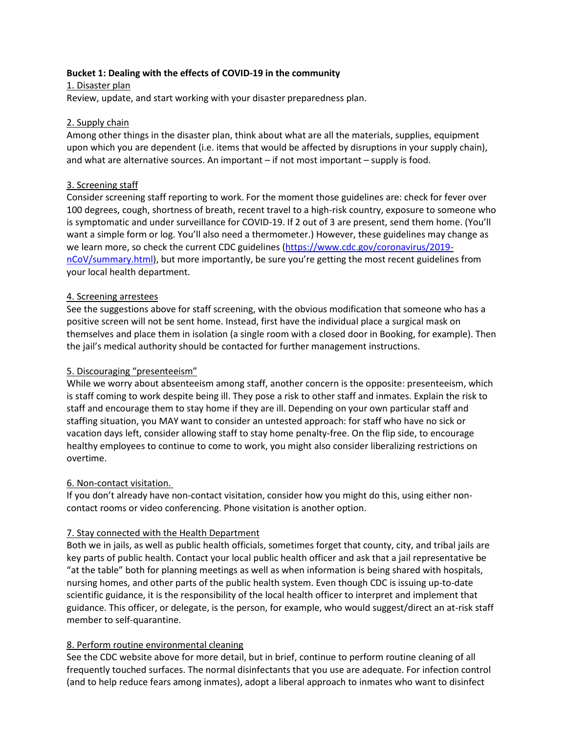**Bucket 1: Dealing with the effects of COVID-19 in the community**

1. Disaster plan

Review, update, and start working with your disaster preparedness plan.

2. Supply chain

Among other things in the disaster plan, think about what are all the materials, supplies, equipment upon which you are dependent (i.e. items that would be affected by disruptions in your supply chain), and what are alternative sources. An important – if not most important – supply is food.

3. Screening staff

Consider screening staff reporting to work. For the moment those guidelines are: check for fever over 100 degrees, cough, shortness of breath, recent travel to a high-risk country, exposure to someone who is symptomatic and under surveillance for COVID-19. If 2 out of 3 are present, send them home. (You'll want a simple form or log. You'll also need a thermometer.) However, these guidelines may change as we learn more, so check the current CDC guidelines (https://www.cdc.gov/coronavirus/2019-nCoV/summary.html), but more importantly, be sure you're getting the most recent guidelines from your local health department.

4. Screening arrestees

See the suggestions above for staff screening, with the obvious modification that someone who has a positive screen will not be sent home. Instead, first have the individual place a surgical mask on themselves and place them in isolation (a single room with a closed door in Booking, for example). Then the jail's medical authority should be contacted for further management instructions.

5. Discouraging "presenteeism"

While we worry about absenteeism among staff, another concern is the opposite: presenteeism, which is staff coming to work despite being ill. They pose a risk to other staff and inmates. Explain the risk to staff and encourage them to stay home if they are ill. Depending on your own particular staff and staffing situation, you MAY want to consider an untested approach: for staff who have no sick or vacation days left, consider allowing staff to stay home penalty-free. On the flip side, to encourage healthy employees to continue to come to work, you might also consider liberalizing restrictions on overtime.

6. Non-contact visitation.

If you don't already have non-contact visitation, consider how you might do this, using either non-contact rooms or video conferencing. Phone visitation is another option.

7. Stay connected with the Health Department

Both we in jails, as well as public health officials, sometimes forget that county, city, and tribal jails are key parts of public health. Contact your local public health officer and ask that a jail representative be "at the table" both for planning meetings as well as when information is being shared with hospitals, nursing homes, and other parts of the public health system. Even though CDC is issuing up-to-date scientific guidance, it is the responsibility of the local health officer to interpret and implement that guidance. This officer, or delegate, is the person, for example, who would suggest/direct an at-risk staff member to self-quarantine.

8. Perform routine environmental cleaning

See the CDC website above for more detail, but in brief, continue to perform routine cleaning of all frequently touched surfaces. The normal disinfectants that you use are adequate. For infection control (and to help reduce fears among inmates), adopt a liberal approach to inmates who want to disinfect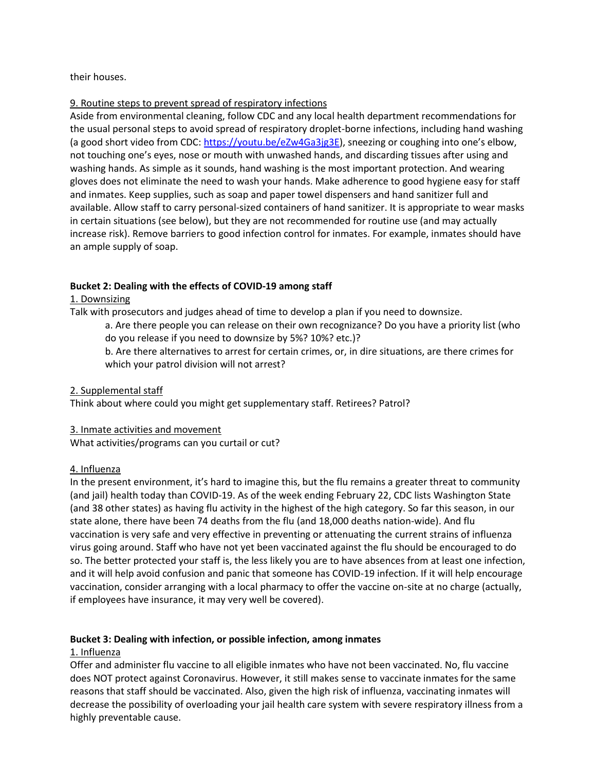their houses.

<u>9. Routine steps to prevent spread of respiratory infections</u>

Aside from environmental cleaning, follow CDC and any local health department recommendations for the usual personal steps to avoid spread of respiratory droplet-borne infections, including hand washing (a good short video from CDC: [https://youtu.be/eZw4Ga3jg3E](https://youtu.be/eZw4Ga3jg3E)), sneezing or coughing into one's elbow, not touching one's eyes, nose or mouth with unwashed hands, and discarding tissues after using and washing hands. As simple as it sounds, hand washing is the most important protection. And wearing gloves does not eliminate the need to wash your hands. Make adherence to good hygiene easy for staff and inmates. Keep supplies, such as soap and paper towel dispensers and hand sanitizer full and available. Allow staff to carry personal-sized containers of hand sanitizer. It is appropriate to wear masks in certain situations (see below), but they are not recommended for routine use (and may actually increase risk). Remove barriers to good infection control for inmates. For example, inmates should have an ample supply of soap.

**Bucket 2: Dealing with the effects of COVID-19 among staff**

<u>1. Downsizing</u>

Talk with prosecutors and judges ahead of time to develop a plan if you need to downsize.

> a. Are there people you can release on their own recognizance? Do you have a priority list (who do you release if you need to downsize by 5%? 10%? etc.)?
>
> b. Are there alternatives to arrest for certain crimes, or, in dire situations, are there crimes for which your patrol division will not arrest?

<u>2. Supplemental staff</u>

Think about where could you might get supplementary staff. Retirees? Patrol?

<u>3. Inmate activities and movement</u>

What activities/programs can you curtail or cut?

<u>4. Influenza</u>

In the present environment, it's hard to imagine this, but the flu remains a greater threat to community (and jail) health today than COVID-19. As of the week ending February 22, CDC lists Washington State (and 38 other states) as having flu activity in the highest of the high category. So far this season, in our state alone, there have been 74 deaths from the flu (and 18,000 deaths nation-wide). And flu vaccination is very safe and very effective in preventing or attenuating the current strains of influenza virus going around. Staff who have not yet been vaccinated against the flu should be encouraged to do so. The better protected your staff is, the less likely you are to have absences from at least one infection, and it will help avoid confusion and panic that someone has COVID-19 infection. If it will help encourage vaccination, consider arranging with a local pharmacy to offer the vaccine on-site at no charge (actually, if employees have insurance, it may very well be covered).

**Bucket 3: Dealing with infection, or possible infection, among inmates**

<u>1. Influenza</u>

Offer and administer flu vaccine to all eligible inmates who have not been vaccinated. No, flu vaccine does NOT protect against Coronavirus. However, it still makes sense to vaccinate inmates for the same reasons that staff should be vaccinated. Also, given the high risk of influenza, vaccinating inmates will decrease the possibility of overloading your jail health care system with severe respiratory illness from a highly preventable cause.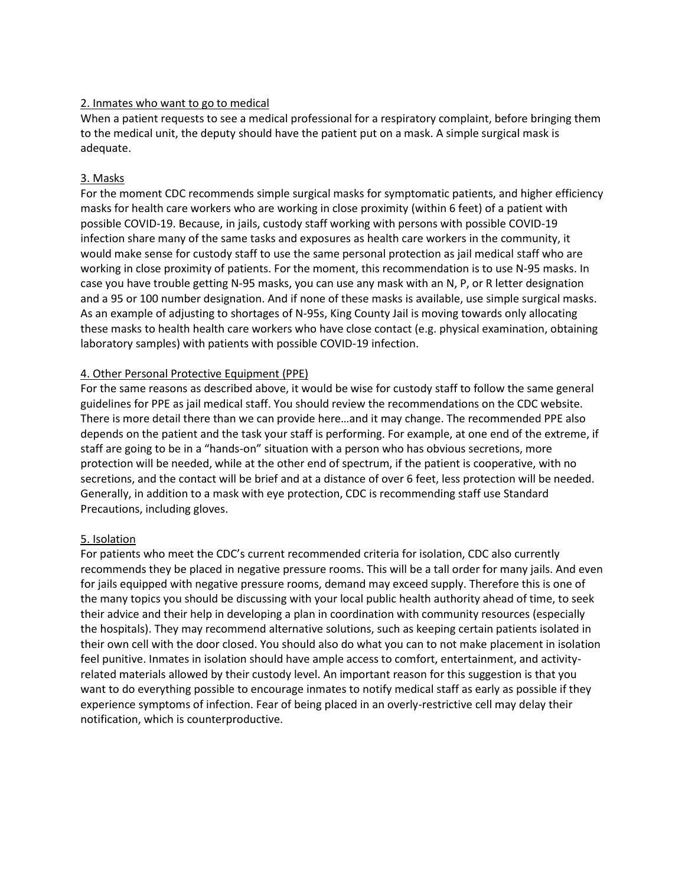<u>2. Inmates who want to go to medical</u>

When a patient requests to see a medical professional for a respiratory complaint, before bringing them to the medical unit, the deputy should have the patient put on a mask. A simple surgical mask is adequate.

<u>3. Masks</u>

For the moment CDC recommends simple surgical masks for symptomatic patients, and higher efficiency masks for health care workers who are working in close proximity (within 6 feet) of a patient with possible COVID-19. Because, in jails, custody staff working with persons with possible COVID-19 infection share many of the same tasks and exposures as health care workers in the community, it would make sense for custody staff to use the same personal protection as jail medical staff who are working in close proximity of patients. For the moment, this recommendation is to use N-95 masks. In case you have trouble getting N-95 masks, you can use any mask with an N, P, or R letter designation and a 95 or 100 number designation. And if none of these masks is available, use simple surgical masks. As an example of adjusting to shortages of N-95s, King County Jail is moving towards only allocating these masks to health health care workers who have close contact (e.g. physical examination, obtaining laboratory samples) with patients with possible COVID-19 infection.

<u>4. Other Personal Protective Equipment (PPE)</u>

For the same reasons as described above, it would be wise for custody staff to follow the same general guidelines for PPE as jail medical staff. You should review the recommendations on the CDC website. There is more detail there than we can provide here…and it may change. The recommended PPE also depends on the patient and the task your staff is performing. For example, at one end of the extreme, if staff are going to be in a "hands-on" situation with a person who has obvious secretions, more protection will be needed, while at the other end of spectrum, if the patient is cooperative, with no secretions, and the contact will be brief and at a distance of over 6 feet, less protection will be needed. Generally, in addition to a mask with eye protection, CDC is recommending staff use Standard Precautions, including gloves.

<u>5. Isolation</u>

For patients who meet the CDC's current recommended criteria for isolation, CDC also currently recommends they be placed in negative pressure rooms. This will be a tall order for many jails. And even for jails equipped with negative pressure rooms, demand may exceed supply. Therefore this is one of the many topics you should be discussing with your local public health authority ahead of time, to seek their advice and their help in developing a plan in coordination with community resources (especially the hospitals). They may recommend alternative solutions, such as keeping certain patients isolated in their own cell with the door closed. You should also do what you can to not make placement in isolation feel punitive. Inmates in isolation should have ample access to comfort, entertainment, and activity-related materials allowed by their custody level. An important reason for this suggestion is that you want to do everything possible to encourage inmates to notify medical staff as early as possible if they experience symptoms of infection. Fear of being placed in an overly-restrictive cell may delay their notification, which is counterproductive.